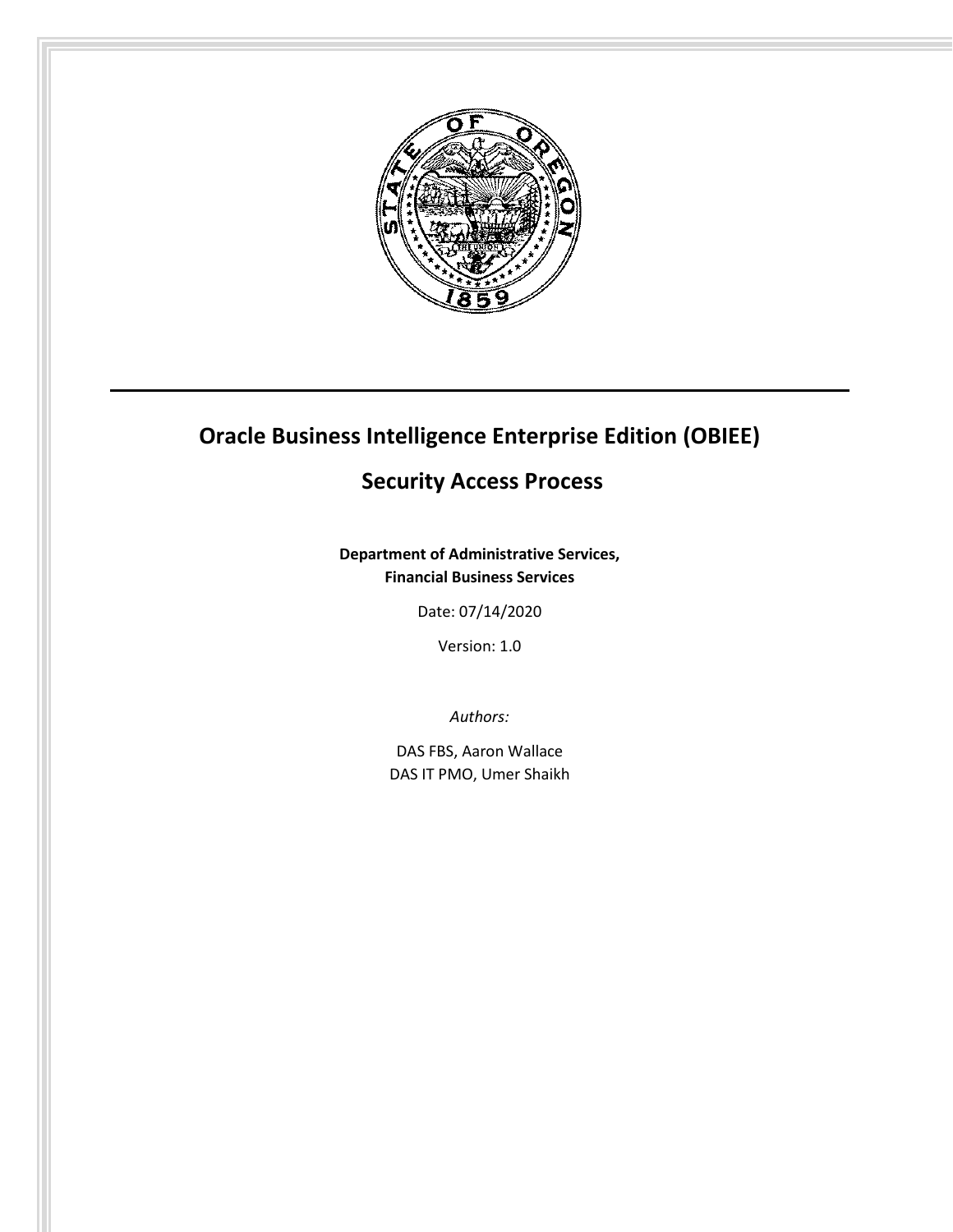# Oracle Business Intelligence Enterprise Edition (OBIEE)

## Security Access Process

**Department of Administrative Services, Financial Business Services**

Date: 07/14/2020

Version: 1.0

*Authors:*

DAS FBS, Aaron Wallace
DAS IT PMO, Umer Shaikh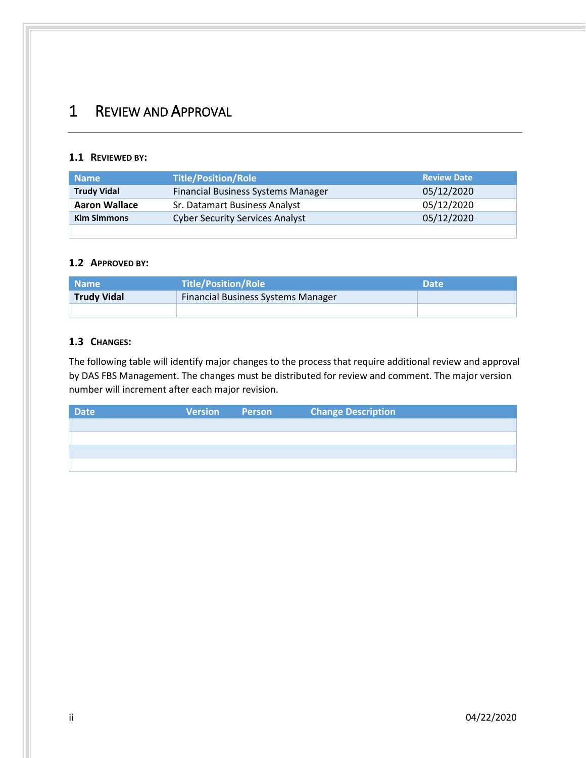# 1 Review and Approval

## 1.1 Reviewed by:

| Name | Title/Position/Role | Review Date |
|---|---|---|
| **Trudy Vidal** | Financial Business Systems Manager | 05/12/2020 |
| **Aaron Wallace** | Sr. Datamart Business Analyst | 05/12/2020 |
| **Kim Simmons** | Cyber Security Services Analyst | 05/12/2020 |
| | | |

## 1.2 Approved by:

| Name | Title/Position/Role | Date |
|---|---|---|
| **Trudy Vidal** | Financial Business Systems Manager | |
| | | |

## 1.3 Changes:

The following table will identify major changes to the process that require additional review and approval by DAS FBS Management. The changes must be distributed for review and comment. The major version number will increment after each major revision.

| Date | Version | Person | Change Description |
|---|---|---|---|
| | | | |
| | | | |
| | | | |
| | | | |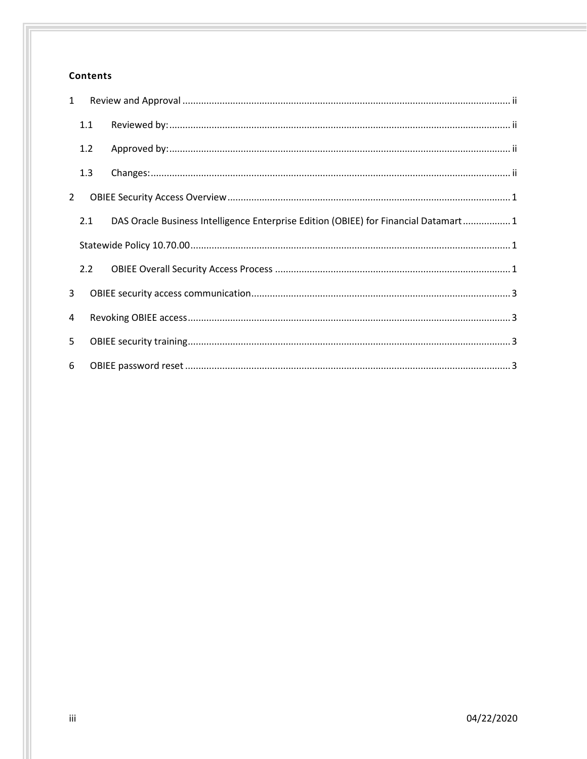**Contents**

1 Review and Approval ..... ii

  1.1 Reviewed by: ..... ii

  1.2 Approved by: ..... ii

  1.3 Changes: ..... ii

2 OBIEE Security Access Overview ..... 1

  2.1 DAS Oracle Business Intelligence Enterprise Edition (OBIEE) for Financial Datamart ..... 1

  Statewide Policy 10.70.00 ..... 1

  2.2 OBIEE Overall Security Access Process ..... 1

3 OBIEE security access communication ..... 3

4 Revoking OBIEE access ..... 3

5 OBIEE security training ..... 3

6 OBIEE password reset ..... 3

04/22/2020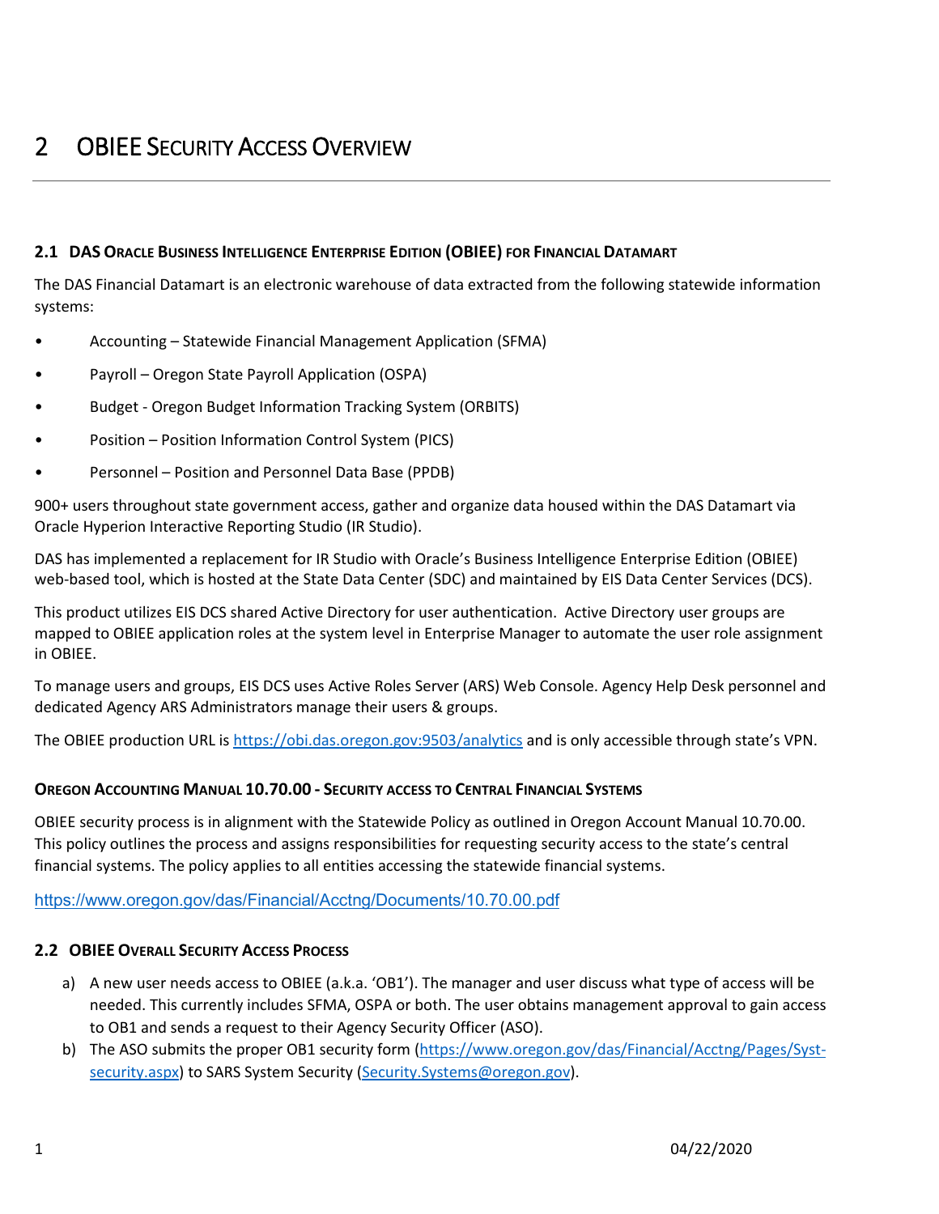# 2 OBIEE Security Access Overview

### 2.1 DAS Oracle Business Intelligence Enterprise Edition (OBIEE) for Financial Datamart

The DAS Financial Datamart is an electronic warehouse of data extracted from the following statewide information systems:

- Accounting – Statewide Financial Management Application (SFMA)
- Payroll – Oregon State Payroll Application (OSPA)
- Budget - Oregon Budget Information Tracking System (ORBITS)
- Position – Position Information Control System (PICS)
- Personnel – Position and Personnel Data Base (PPDB)

900+ users throughout state government access, gather and organize data housed within the DAS Datamart via Oracle Hyperion Interactive Reporting Studio (IR Studio).

DAS has implemented a replacement for IR Studio with Oracle's Business Intelligence Enterprise Edition (OBIEE) web-based tool, which is hosted at the State Data Center (SDC) and maintained by EIS Data Center Services (DCS).

This product utilizes EIS DCS shared Active Directory for user authentication. Active Directory user groups are mapped to OBIEE application roles at the system level in Enterprise Manager to automate the user role assignment in OBIEE.

To manage users and groups, EIS DCS uses Active Roles Server (ARS) Web Console. Agency Help Desk personnel and dedicated Agency ARS Administrators manage their users & groups.

The OBIEE production URL is [https://obi.das.oregon.gov:9503/analytics](https://obi.das.oregon.gov:9503/analytics) and is only accessible through state's VPN.

### Oregon Accounting Manual 10.70.00 - Security access to Central Financial Systems

OBIEE security process is in alignment with the Statewide Policy as outlined in Oregon Account Manual 10.70.00. This policy outlines the process and assigns responsibilities for requesting security access to the state's central financial systems. The policy applies to all entities accessing the statewide financial systems.

[https://www.oregon.gov/das/Financial/Acctng/Documents/10.70.00.pdf](https://www.oregon.gov/das/Financial/Acctng/Documents/10.70.00.pdf)

### 2.2 OBIEE Overall Security Access Process

a) A new user needs access to OBIEE (a.k.a. 'OB1'). The manager and user discuss what type of access will be needed. This currently includes SFMA, OSPA or both. The user obtains management approval to gain access to OB1 and sends a request to their Agency Security Officer (ASO).

b) The ASO submits the proper OB1 security form ([https://www.oregon.gov/das/Financial/Acctng/Pages/Syst-security.aspx](https://www.oregon.gov/das/Financial/Acctng/Pages/Syst-security.aspx)) to SARS System Security ([Security.Systems@oregon.gov](mailto:Security.Systems@oregon.gov)).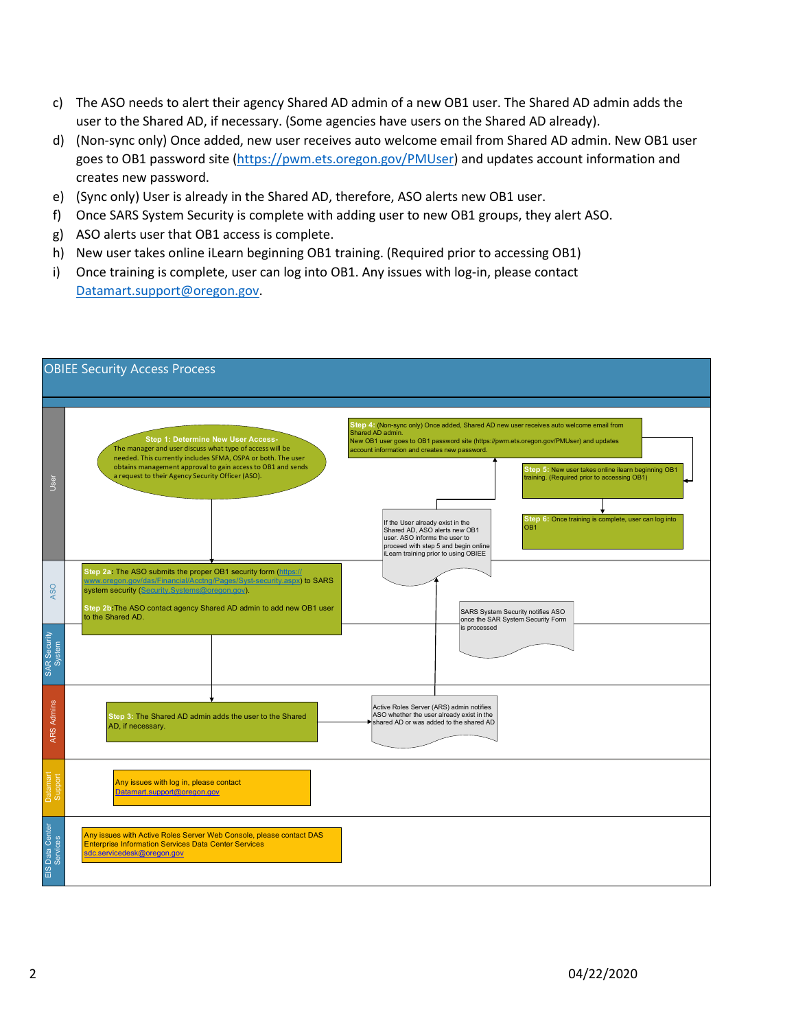c) The ASO needs to alert their agency Shared AD admin of a new OB1 user. The Shared AD admin adds the user to the Shared AD, if necessary. (Some agencies have users on the Shared AD already).
d) (Non-sync only) Once added, new user receives auto welcome email from Shared AD admin. New OB1 user goes to OB1 password site (https://pwm.ets.oregon.gov/PMUser) and updates account information and creates new password.
e) (Sync only) User is already in the Shared AD, therefore, ASO alerts new OB1 user.
f) Once SARS System Security is complete with adding user to new OB1 groups, they alert ASO.
g) ASO alerts user that OB1 access is complete.
h) New user takes online iLearn beginning OB1 training. (Required prior to accessing OB1)
i) Once training is complete, user can log into OB1. Any issues with log-in, please contact Datamart.support@oregon.gov.

## OBIEE Security Access Process

**User**

**Step 1: Determine New User Access-** The manager and user discuss what type of access will be needed. This currently includes SFMA, OSPA or both. The user obtains management approval to gain access to OB1 and sends a request to their Agency Security Officer (ASO).

**Step 4:** (Non-sync only) Once added, Shared AD new user receives auto welcome email from Shared AD admin. New OB1 user goes to OB1 password site (https://pwm.ets.oregon.gov/PMUser) and updates account information and creates new password.

**Step 5:** New user takes online ilearn beginning OB1 training. (Required prior to accessing OB1)

**Step 6:** Once training is complete, user can log into OB1

If the User already exist in the Shared AD, ASO alerts new OB1 user. ASO informs the user to proceed with step 5 and begin online iLearn training prior to using OBIEE

**ASO**

**Step 2a**: The ASO submits the proper OB1 security form (https://www.oregon.gov/das/Financial/Acctng/Pages/Syst-security.aspx) to SARS system security (Security.Systems@oregon.gov).

**Step 2b**:The ASO contact agency Shared AD admin to add new OB1 user to the Shared AD.

**SAR Security System**

SARS System Security notifies ASO once the SAR System Security Form is processed

**ARS Admins**

**Step 3:** The Shared AD admin adds the user to the Shared AD, if necessary.

Active Roles Server (ARS) admin notifies ASO whether the user already exist in the shared AD or was added to the shared AD

**Datamart Support**

Any issues with log in, please contact Datamart.support@oregon.gov

**EIS Data Center Services**

Any issues with Active Roles Server Web Console, please contact DAS Enterprise Information Services Data Center Services sdc.servicedesk@oregon.gov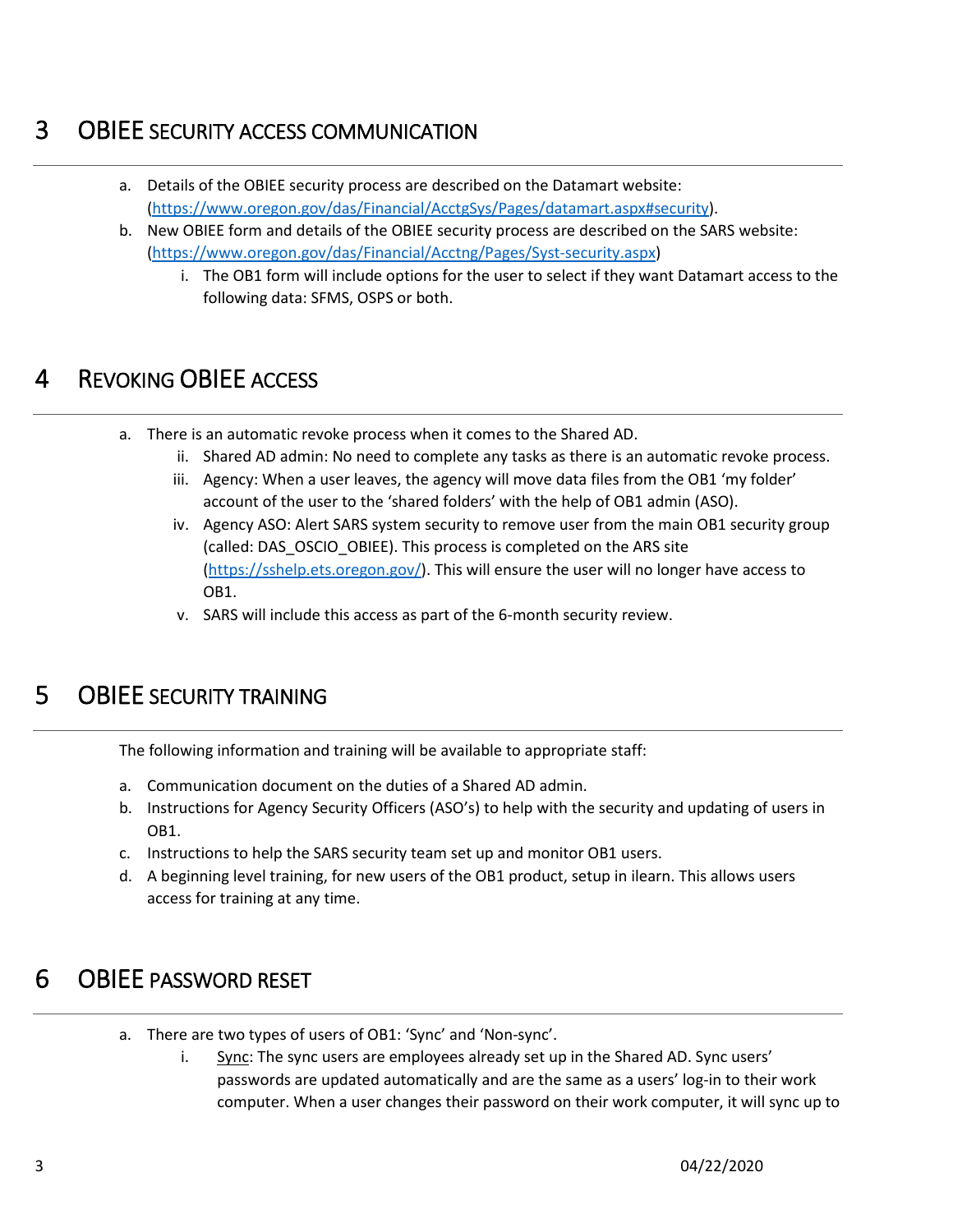# 3 OBIEE SECURITY ACCESS COMMUNICATION

a. Details of the OBIEE security process are described on the Datamart website: (https://www.oregon.gov/das/Financial/AcctgSys/Pages/datamart.aspx#security).

b. New OBIEE form and details of the OBIEE security process are described on the SARS website: (https://www.oregon.gov/das/Financial/Acctng/Pages/Syst-security.aspx)

   i. The OB1 form will include options for the user to select if they want Datamart access to the following data: SFMS, OSPS or both.

# 4 REVOKING OBIEE ACCESS

a. There is an automatic revoke process when it comes to the Shared AD.

   ii. Shared AD admin: No need to complete any tasks as there is an automatic revoke process.

   iii. Agency: When a user leaves, the agency will move data files from the OB1 'my folder' account of the user to the 'shared folders' with the help of OB1 admin (ASO).

   iv. Agency ASO: Alert SARS system security to remove user from the main OB1 security group (called: DAS_OSCIO_OBIEE). This process is completed on the ARS site (https://sshelp.ets.oregon.gov/). This will ensure the user will no longer have access to OB1.

   v. SARS will include this access as part of the 6-month security review.

# 5 OBIEE SECURITY TRAINING

The following information and training will be available to appropriate staff:

a. Communication document on the duties of a Shared AD admin.

b. Instructions for Agency Security Officers (ASO's) to help with the security and updating of users in OB1.

c. Instructions to help the SARS security team set up and monitor OB1 users.

d. A beginning level training, for new users of the OB1 product, setup in ilearn. This allows users access for training at any time.

# 6 OBIEE PASSWORD RESET

a. There are two types of users of OB1: 'Sync' and 'Non-sync'.

   i. Sync: The sync users are employees already set up in the Shared AD. Sync users' passwords are updated automatically and are the same as a users' log-in to their work computer. When a user changes their password on their work computer, it will sync up to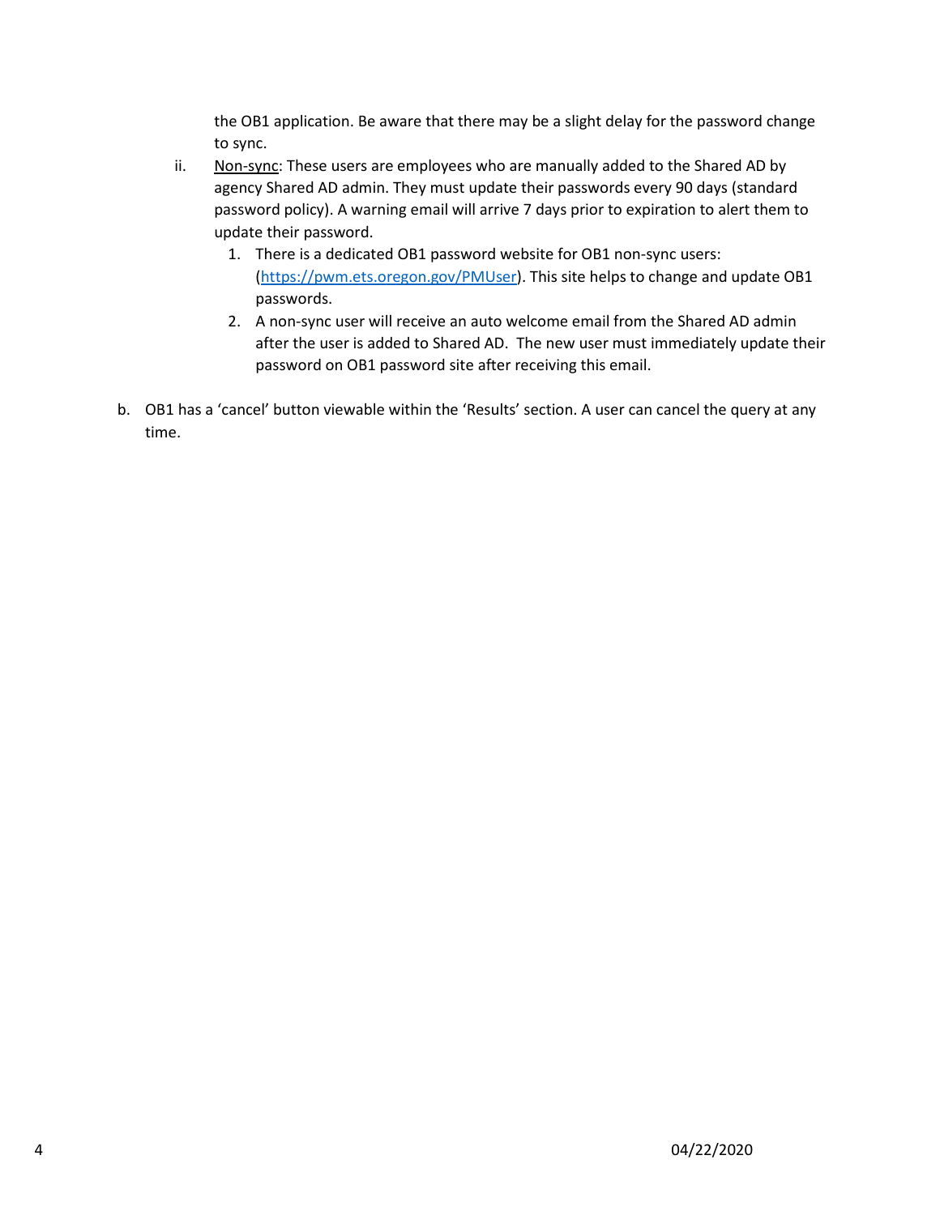the OB1 application. Be aware that there may be a slight delay for the password change to sync.

ii. Non-sync: These users are employees who are manually added to the Shared AD by agency Shared AD admin. They must update their passwords every 90 days (standard password policy). A warning email will arrive 7 days prior to expiration to alert them to update their password.

1. There is a dedicated OB1 password website for OB1 non-sync users: ([https://pwm.ets.oregon.gov/PMUser](https://pwm.ets.oregon.gov/PMUser)). This site helps to change and update OB1 passwords.
2. A non-sync user will receive an auto welcome email from the Shared AD admin after the user is added to Shared AD. The new user must immediately update their password on OB1 password site after receiving this email.

b. OB1 has a 'cancel' button viewable within the 'Results' section. A user can cancel the query at any time.